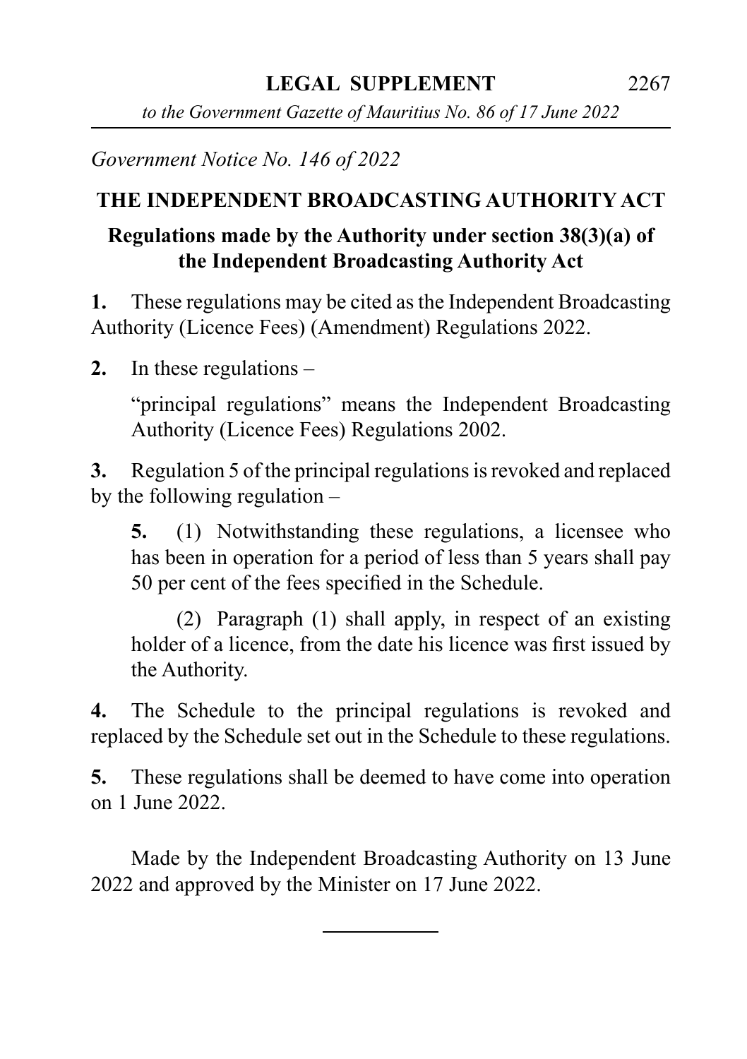*Government Notice No. 146 of 2022*

## THE INDEPENDENT BROADCASTING AUTHORITY ACT

### Regulations made by the Authority under section 38(3)(a) of the Independent Broadcasting Authority Act

**1.** These regulations may be cited as the Independent Broadcasting Authority (Licence Fees) (Amendment) Regulations 2022.

**2.** In these regulations –

"principal regulations" means the Independent Broadcasting Authority (Licence Fees) Regulations 2002.

**3.** Regulation 5 of the principal regulations is revoked and replaced by the following regulation –

**5.** (1) Notwithstanding these regulations, a licensee who has been in operation for a period of less than 5 years shall pay 50 per cent of the fees specified in the Schedule.

(2) Paragraph (1) shall apply, in respect of an existing holder of a licence, from the date his licence was first issued by the Authority.

**4.** The Schedule to the principal regulations is revoked and replaced by the Schedule set out in the Schedule to these regulations.

**5.** These regulations shall be deemed to have come into operation on 1 June 2022.

Made by the Independent Broadcasting Authority on 13 June 2022 and approved by the Minister on 17 June 2022.

---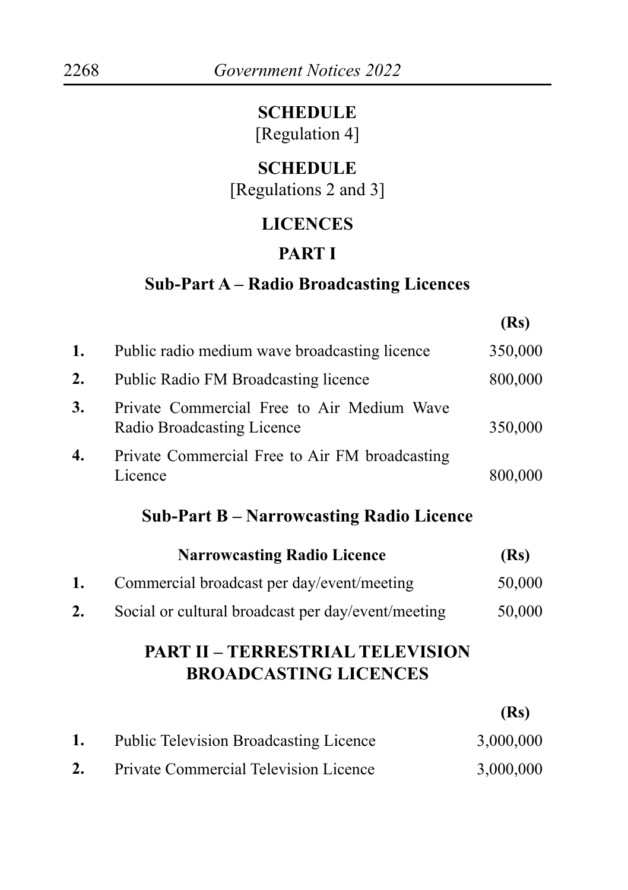## SCHEDULE

[Regulation 4]

## SCHEDULE

[Regulations 2 and 3]

## LICENCES

## PART I

### Sub-Part A – Radio Broadcasting Licences

| | | (Rs) |
|---|---|---|
| 1. | Public radio medium wave broadcasting licence | 350,000 |
| 2. | Public Radio FM Broadcasting licence | 800,000 |
| 3. | Private Commercial Free to Air Medium Wave Radio Broadcasting Licence | 350,000 |
| 4. | Private Commercial Free to Air FM broadcasting Licence | 800,000 |

### Sub-Part B – Narrowcasting Radio Licence

| | Narrowcasting Radio Licence | (Rs) |
|---|---|---|
| 1. | Commercial broadcast per day/event/meeting | 50,000 |
| 2. | Social or cultural broadcast per day/event/meeting | 50,000 |

## PART II – TERRESTRIAL TELEVISION BROADCASTING LICENCES

| | | (Rs) |
|---|---|---|
| 1. | Public Television Broadcasting Licence | 3,000,000 |
| 2. | Private Commercial Television Licence | 3,000,000 |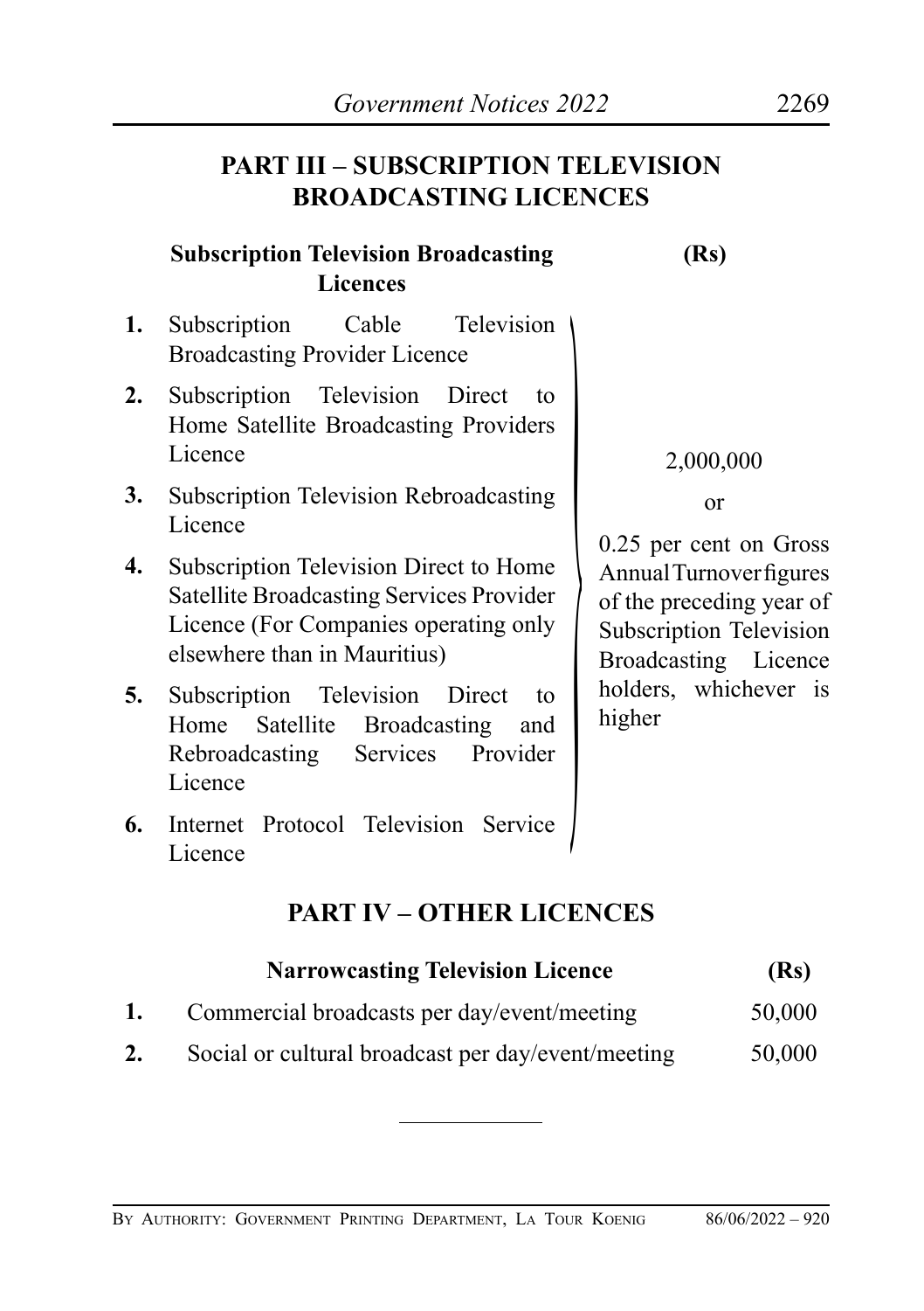## PART III – SUBSCRIPTION TELEVISION BROADCASTING LICENCES

| | Subscription Television Broadcasting Licences | (Rs) |
|---|---|---|
| 1. | Subscription Cable Television Broadcasting Provider Licence | 2,000,000 or 0.25 per cent on Gross Annual Turnover figures of the preceding year of Subscription Television Broadcasting Licence holders, whichever is higher |
| 2. | Subscription Television Direct to Home Satellite Broadcasting Providers Licence | |
| 3. | Subscription Television Rebroadcasting Licence | |
| 4. | Subscription Television Direct to Home Satellite Broadcasting Services Provider Licence (For Companies operating only elsewhere than in Mauritius) | |
| 5. | Subscription Television Direct to Home Satellite Broadcasting and Rebroadcasting Services Provider Licence | |
| 6. | Internet Protocol Television Service Licence | |

## PART IV – OTHER LICENCES

| | Narrowcasting Television Licence | (Rs) |
|---|---|---|
| 1. | Commercial broadcasts per day/event/meeting | 50,000 |
| 2. | Social or cultural broadcast per day/event/meeting | 50,000 |